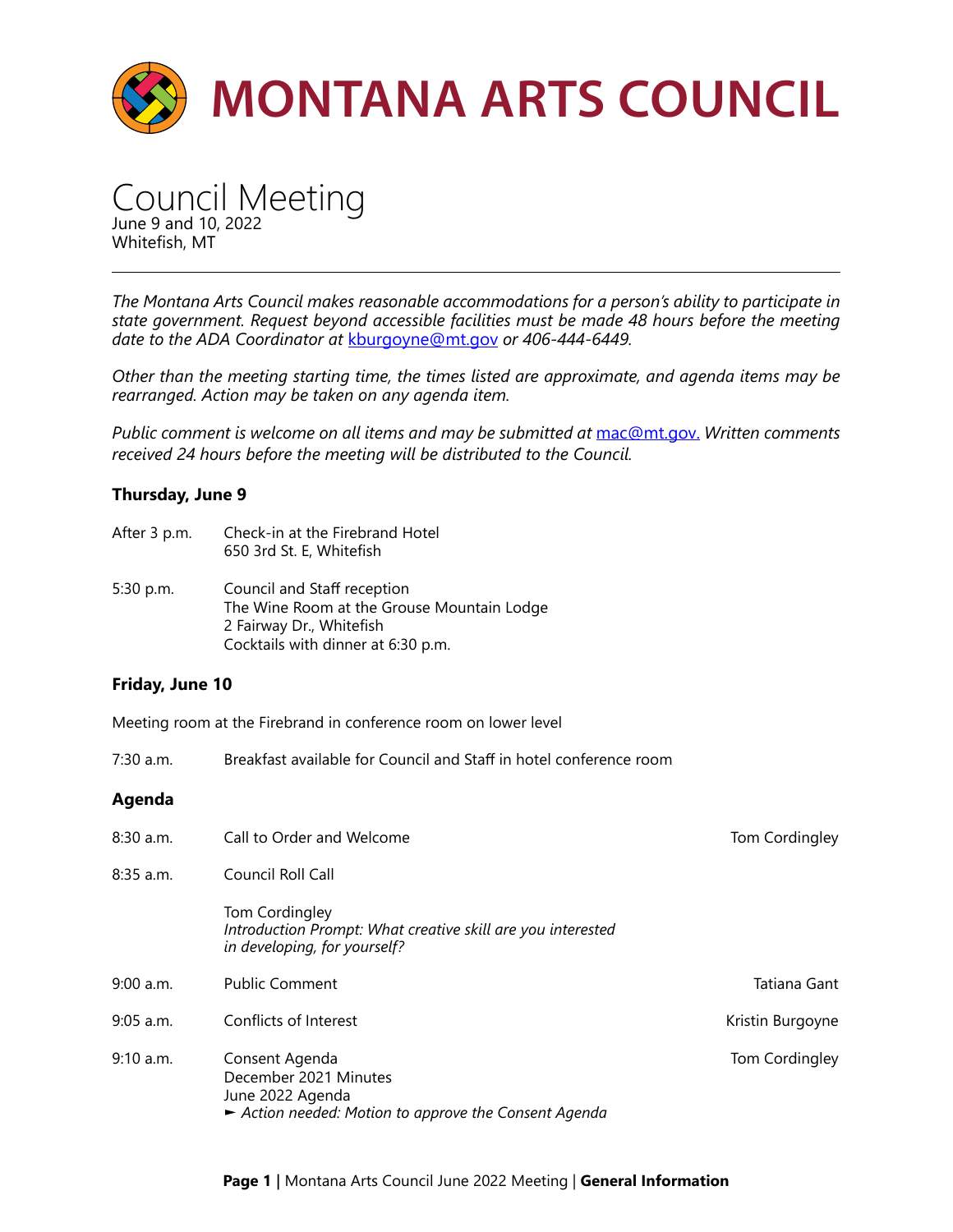# MONTANA ARTS COUNCIL

## Council Meeting

June 9 and 10, 2022
Whitefish, MT

---

*The Montana Arts Council makes reasonable accommodations for a person's ability to participate in state government. Request beyond accessible facilities must be made 48 hours before the meeting date to the ADA Coordinator at kburgoyne@mt.gov or 406-444-6449.*

*Other than the meeting starting time, the times listed are approximate, and agenda items may be rearranged. Action may be taken on any agenda item.*

*Public comment is welcome on all items and may be submitted at mac@mt.gov. Written comments received 24 hours before the meeting will be distributed to the Council.*

### Thursday, June 9

After 3 p.m. — Check-in at the Firebrand Hotel
650 3rd St. E, Whitefish

5:30 p.m. — Council and Staff reception
The Wine Room at the Grouse Mountain Lodge
2 Fairway Dr., Whitefish
Cocktails with dinner at 6:30 p.m.

### Friday, June 10

Meeting room at the Firebrand in conference room on lower level

7:30 a.m. — Breakfast available for Council and Staff in hotel conference room

### Agenda

8:30 a.m. — Call to Order and Welcome — Tom Cordingley

8:35 a.m. — Council Roll Call

Tom Cordingley
*Introduction Prompt: What creative skill are you interested in developing, for yourself?*

9:00 a.m. — Public Comment — Tatiana Gant

9:05 a.m. — Conflicts of Interest — Kristin Burgoyne

9:10 a.m. — Consent Agenda — Tom Cordingley
December 2021 Minutes
June 2022 Agenda
► *Action needed: Motion to approve the Consent Agenda*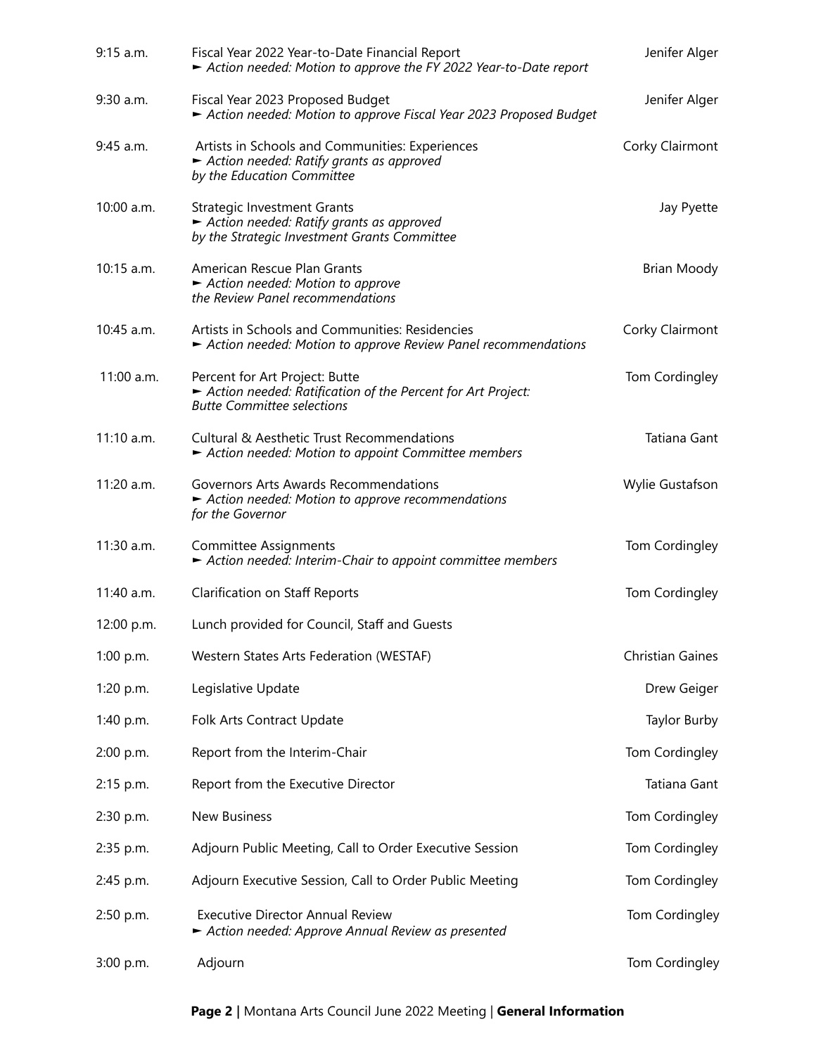| | | |
|---|---|---|
| 9:15 a.m. | Fiscal Year 2022 Year-to-Date Financial Report<br>► *Action needed: Motion to approve the FY 2022 Year-to-Date report* | Jenifer Alger |
| 9:30 a.m. | Fiscal Year 2023 Proposed Budget<br>► *Action needed: Motion to approve Fiscal Year 2023 Proposed Budget* | Jenifer Alger |
| 9:45 a.m. | Artists in Schools and Communities: Experiences<br>► *Action needed: Ratify grants as approved by the Education Committee* | Corky Clairmont |
| 10:00 a.m. | Strategic Investment Grants<br>► *Action needed: Ratify grants as approved by the Strategic Investment Grants Committee* | Jay Pyette |
| 10:15 a.m. | American Rescue Plan Grants<br>► *Action needed: Motion to approve the Review Panel recommendations* | Brian Moody |
| 10:45 a.m. | Artists in Schools and Communities: Residencies<br>► *Action needed: Motion to approve Review Panel recommendations* | Corky Clairmont |
| 11:00 a.m. | Percent for Art Project: Butte<br>► *Action needed: Ratification of the Percent for Art Project: Butte Committee selections* | Tom Cordingley |
| 11:10 a.m. | Cultural & Aesthetic Trust Recommendations<br>► *Action needed: Motion to appoint Committee members* | Tatiana Gant |
| 11:20 a.m. | Governors Arts Awards Recommendations<br>► *Action needed: Motion to approve recommendations for the Governor* | Wylie Gustafson |
| 11:30 a.m. | Committee Assignments<br>► *Action needed: Interim-Chair to appoint committee members* | Tom Cordingley |
| 11:40 a.m. | Clarification on Staff Reports | Tom Cordingley |
| 12:00 p.m. | Lunch provided for Council, Staff and Guests | |
| 1:00 p.m. | Western States Arts Federation (WESTAF) | Christian Gaines |
| 1:20 p.m. | Legislative Update | Drew Geiger |
| 1:40 p.m. | Folk Arts Contract Update | Taylor Burby |
| 2:00 p.m. | Report from the Interim-Chair | Tom Cordingley |
| 2:15 p.m. | Report from the Executive Director | Tatiana Gant |
| 2:30 p.m. | New Business | Tom Cordingley |
| 2:35 p.m. | Adjourn Public Meeting, Call to Order Executive Session | Tom Cordingley |
| 2:45 p.m. | Adjourn Executive Session, Call to Order Public Meeting | Tom Cordingley |
| 2:50 p.m. | Executive Director Annual Review<br>► *Action needed: Approve Annual Review as presented* | Tom Cordingley |
| 3:00 p.m. | Adjourn | Tom Cordingley |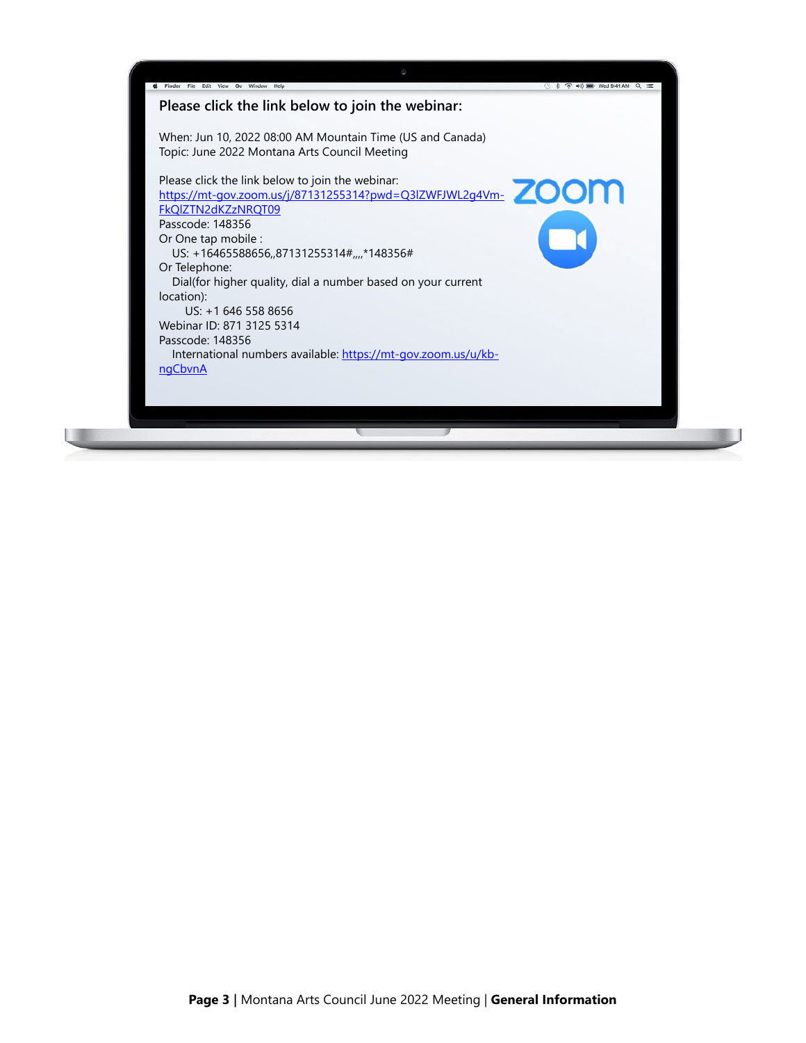## Please click the link below to join the webinar:

When: Jun 10, 2022 08:00 AM Mountain Time (US and Canada)
Topic: June 2022 Montana Arts Council Meeting

Please click the link below to join the webinar:
https://mt-gov.zoom.us/j/87131255314?pwd=Q3lZWFJWL2g4Vm-FkQlZTN2dKZzNRQT09
Passcode: 148356
Or One tap mobile :
US: +16465588656,,87131255314#,,,,*148356#
Or Telephone:
Dial(for higher quality, dial a number based on your current location):
US: +1 646 558 8656
Webinar ID: 871 3125 5314
Passcode: 148356
International numbers available: https://mt-gov.zoom.us/u/kb-ngCbvnA